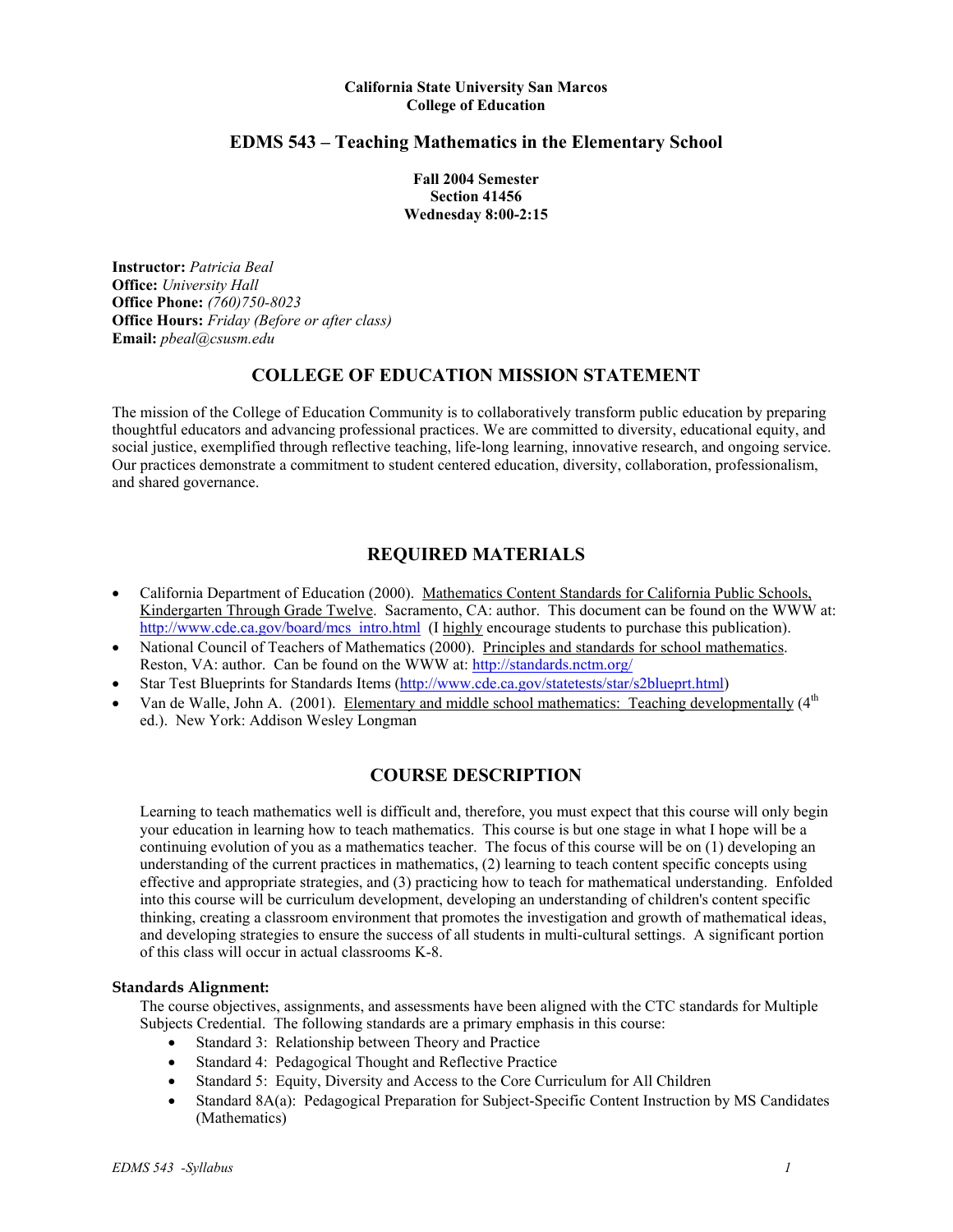**California State University San Marcos**
**College of Education**

# EDMS 543 – Teaching Mathematics in the Elementary School

**Fall 2004 Semester**
**Section 41456**
**Wednesday 8:00-2:15**

**Instructor:** *Patricia Beal*
**Office:** *University Hall*
**Office Phone:** *(760)750-8023*
**Office Hours:** *Friday (Before or after class)*
**Email:** *pbeal@csusm.edu*

## COLLEGE OF EDUCATION MISSION STATEMENT

The mission of the College of Education Community is to collaboratively transform public education by preparing thoughtful educators and advancing professional practices. We are committed to diversity, educational equity, and social justice, exemplified through reflective teaching, life-long learning, innovative research, and ongoing service. Our practices demonstrate a commitment to student centered education, diversity, collaboration, professionalism, and shared governance.

## REQUIRED MATERIALS

- California Department of Education (2000). Mathematics Content Standards for California Public Schools, Kindergarten Through Grade Twelve. Sacramento, CA: author. This document can be found on the WWW at: http://www.cde.ca.gov/board/mcs_intro.html (I highly encourage students to purchase this publication).
- National Council of Teachers of Mathematics (2000). Principles and standards for school mathematics. Reston, VA: author. Can be found on the WWW at: http://standards.nctm.org/
- Star Test Blueprints for Standards Items (http://www.cde.ca.gov/statetests/star/s2blueprt.html)
- Van de Walle, John A. (2001). Elementary and middle school mathematics: Teaching developmentally (4th ed.). New York: Addison Wesley Longman

## COURSE DESCRIPTION

Learning to teach mathematics well is difficult and, therefore, you must expect that this course will only begin your education in learning how to teach mathematics. This course is but one stage in what I hope will be a continuing evolution of you as a mathematics teacher. The focus of this course will be on (1) developing an understanding of the current practices in mathematics, (2) learning to teach content specific concepts using effective and appropriate strategies, and (3) practicing how to teach for mathematical understanding. Enfolded into this course will be curriculum development, developing an understanding of children's content specific thinking, creating a classroom environment that promotes the investigation and growth of mathematical ideas, and developing strategies to ensure the success of all students in multi-cultural settings. A significant portion of this class will occur in actual classrooms K-8.

### Standards Alignment:

The course objectives, assignments, and assessments have been aligned with the CTC standards for Multiple Subjects Credential. The following standards are a primary emphasis in this course:

- Standard 3: Relationship between Theory and Practice
- Standard 4: Pedagogical Thought and Reflective Practice
- Standard 5: Equity, Diversity and Access to the Core Curriculum for All Children
- Standard 8A(a): Pedagogical Preparation for Subject-Specific Content Instruction by MS Candidates (Mathematics)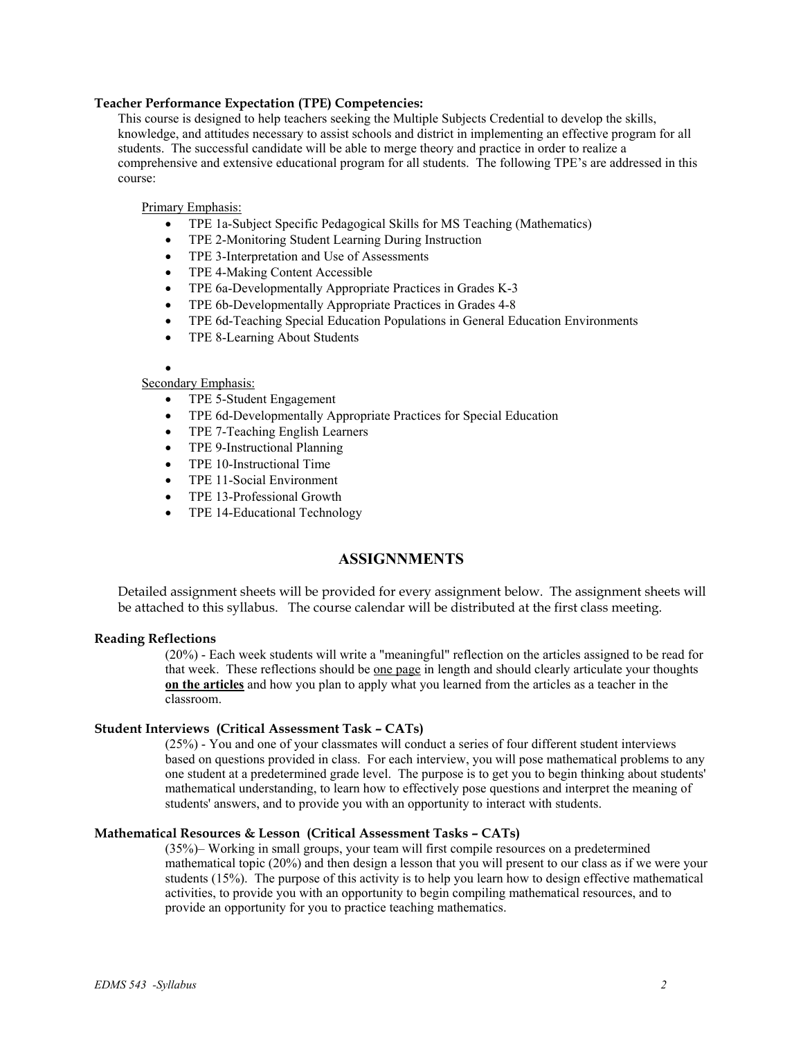**Teacher Performance Expectation (TPE) Competencies:**

This course is designed to help teachers seeking the Multiple Subjects Credential to develop the skills, knowledge, and attitudes necessary to assist schools and district in implementing an effective program for all students. The successful candidate will be able to merge theory and practice in order to realize a comprehensive and extensive educational program for all students. The following TPE's are addressed in this course:

<u>Primary Emphasis:</u>

- TPE 1a-Subject Specific Pedagogical Skills for MS Teaching (Mathematics)
- TPE 2-Monitoring Student Learning During Instruction
- TPE 3-Interpretation and Use of Assessments
- TPE 4-Making Content Accessible
- TPE 6a-Developmentally Appropriate Practices in Grades K-3
- TPE 6b-Developmentally Appropriate Practices in Grades 4-8
- TPE 6d-Teaching Special Education Populations in General Education Environments
- TPE 8-Learning About Students
-

<u>Secondary Emphasis:</u>

- TPE 5-Student Engagement
- TPE 6d-Developmentally Appropriate Practices for Special Education
- TPE 7-Teaching English Learners
- TPE 9-Instructional Planning
- TPE 10-Instructional Time
- TPE 11-Social Environment
- TPE 13-Professional Growth
- TPE 14-Educational Technology

## ASSIGNNMENTS

Detailed assignment sheets will be provided for every assignment below. The assignment sheets will be attached to this syllabus. The course calendar will be distributed at the first class meeting.

**Reading Reflections**

(20%) - Each week students will write a "meaningful" reflection on the articles assigned to be read for that week. These reflections should be <u>one page</u> in length and should clearly articulate your thoughts **<u>on the articles</u>** and how you plan to apply what you learned from the articles as a teacher in the classroom.

**Student Interviews (Critical Assessment Task – CATs)**

(25%) - You and one of your classmates will conduct a series of four different student interviews based on questions provided in class. For each interview, you will pose mathematical problems to any one student at a predetermined grade level. The purpose is to get you to begin thinking about students' mathematical understanding, to learn how to effectively pose questions and interpret the meaning of students' answers, and to provide you with an opportunity to interact with students.

**Mathematical Resources & Lesson (Critical Assessment Tasks – CATs)**

(35%)– Working in small groups, your team will first compile resources on a predetermined mathematical topic (20%) and then design a lesson that you will present to our class as if we were your students (15%). The purpose of this activity is to help you learn how to design effective mathematical activities, to provide you with an opportunity to begin compiling mathematical resources, and to provide an opportunity for you to practice teaching mathematics.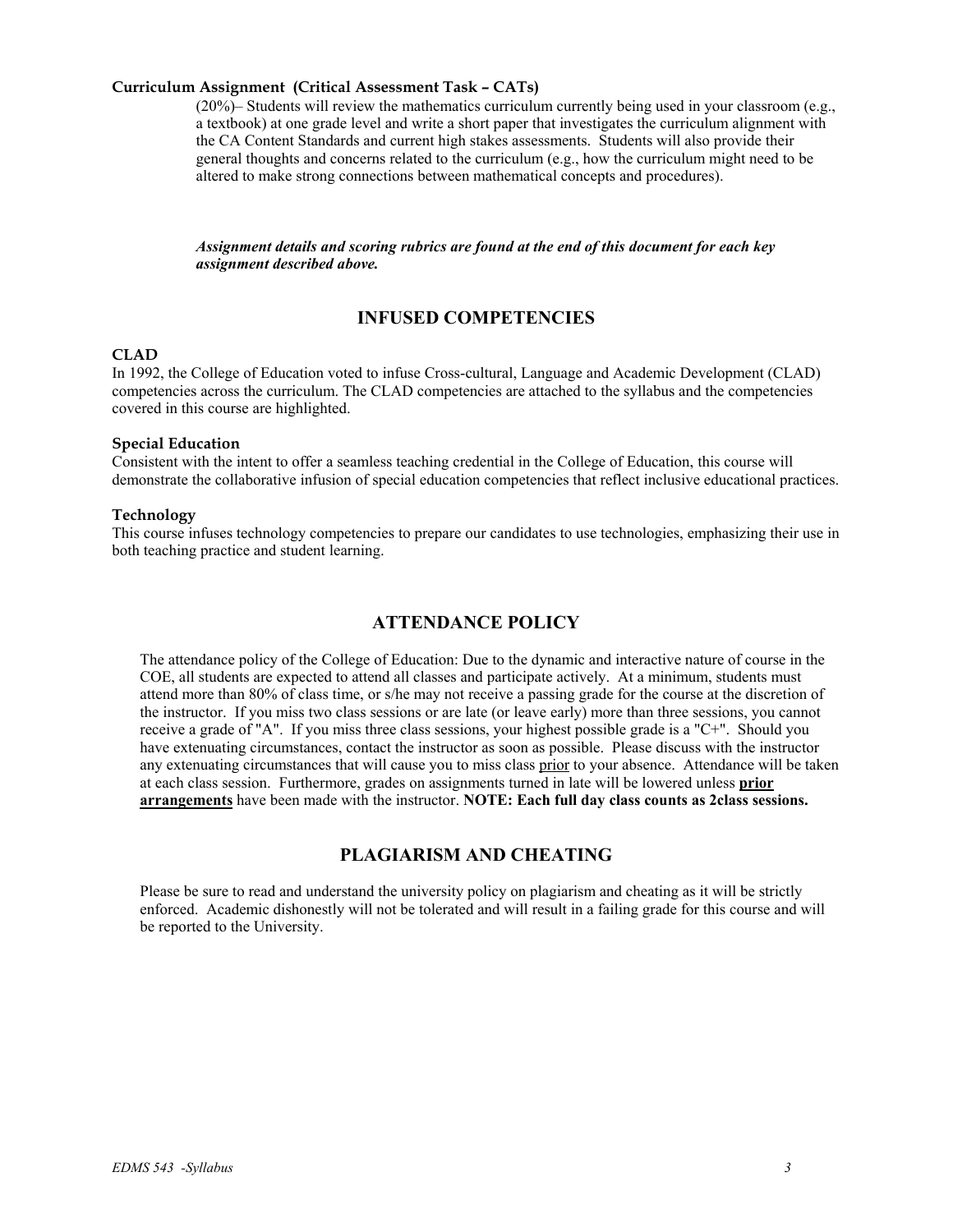**Curriculum Assignment (Critical Assessment Task – CATs)**

(20%)– Students will review the mathematics curriculum currently being used in your classroom (e.g., a textbook) at one grade level and write a short paper that investigates the curriculum alignment with the CA Content Standards and current high stakes assessments. Students will also provide their general thoughts and concerns related to the curriculum (e.g., how the curriculum might need to be altered to make strong connections between mathematical concepts and procedures).

***Assignment details and scoring rubrics are found at the end of this document for each key assignment described above.***

## INFUSED COMPETENCIES

### CLAD

In 1992, the College of Education voted to infuse Cross-cultural, Language and Academic Development (CLAD) competencies across the curriculum. The CLAD competencies are attached to the syllabus and the competencies covered in this course are highlighted.

### Special Education

Consistent with the intent to offer a seamless teaching credential in the College of Education, this course will demonstrate the collaborative infusion of special education competencies that reflect inclusive educational practices.

### Technology

This course infuses technology competencies to prepare our candidates to use technologies, emphasizing their use in both teaching practice and student learning.

## ATTENDANCE POLICY

The attendance policy of the College of Education: Due to the dynamic and interactive nature of course in the COE, all students are expected to attend all classes and participate actively. At a minimum, students must attend more than 80% of class time, or s/he may not receive a passing grade for the course at the discretion of the instructor. If you miss two class sessions or are late (or leave early) more than three sessions, you cannot receive a grade of "A". If you miss three class sessions, your highest possible grade is a "C+". Should you have extenuating circumstances, contact the instructor as soon as possible. Please discuss with the instructor any extenuating circumstances that will cause you to miss class <u>prior</u> to your absence. Attendance will be taken at each class session. Furthermore, grades on assignments turned in late will be lowered unless **<u>prior arrangements</u>** have been made with the instructor. **NOTE: Each full day class counts as 2class sessions.**

## PLAGIARISM AND CHEATING

Please be sure to read and understand the university policy on plagiarism and cheating as it will be strictly enforced. Academic dishonestly will not be tolerated and will result in a failing grade for this course and will be reported to the University.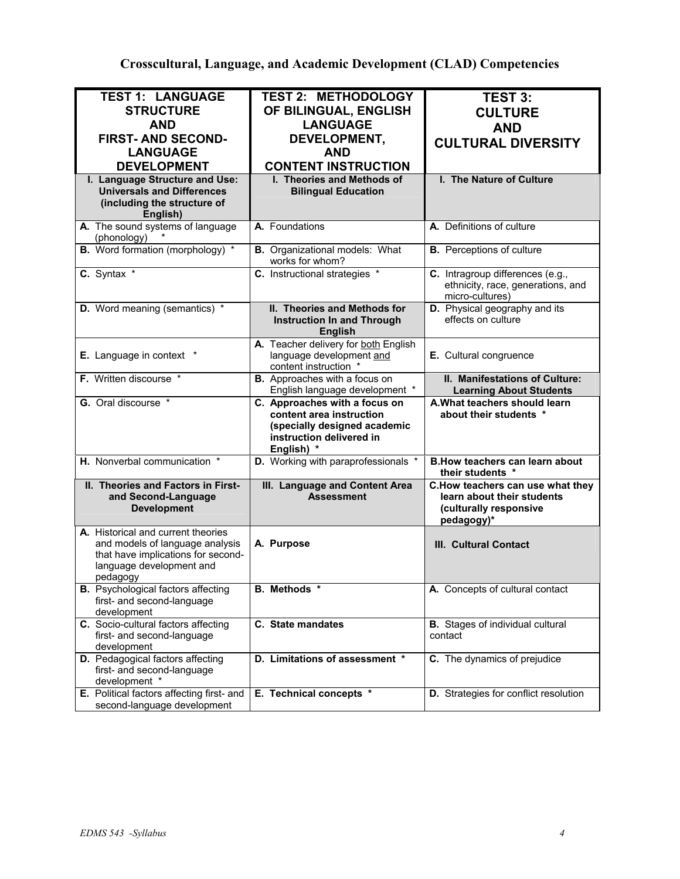# Crosscultural, Language, and Academic Development (CLAD) Competencies

| TEST 1: LANGUAGE STRUCTURE AND FIRST- AND SECOND-LANGUAGE DEVELOPMENT | TEST 2: METHODOLOGY OF BILINGUAL, ENGLISH LANGUAGE DEVELOPMENT, AND CONTENT INSTRUCTION | TEST 3: CULTURE AND CULTURAL DIVERSITY |
|---|---|---|
| **I. Language Structure and Use: Universals and Differences (including the structure of English)** | **I. Theories and Methods of Bilingual Education** | **I. The Nature of Culture** |
| **A.** The sound systems of language (phonology) * | **A.** Foundations | **A.** Definitions of culture |
| **B.** Word formation (morphology) * | **B.** Organizational models: What works for whom? | **B.** Perceptions of culture |
| **C.** Syntax * | **C.** Instructional strategies * | **C.** Intragroup differences (e.g., ethnicity, race, generations, and micro-cultures) |
| **D.** Word meaning (semantics) * | **II. Theories and Methods for Instruction In and Through English** | **D.** Physical geography and its effects on culture |
| **E.** Language in context * | **A.** Teacher delivery for both English language development and content instruction * | **E.** Cultural congruence |
| **F.** Written discourse * | **B.** Approaches with a focus on English language development * | **II. Manifestations of Culture: Learning About Students** |
| **G.** Oral discourse * | **C. Approaches with a focus on content area instruction (specially designed academic instruction delivered in English) *** | **A. What teachers should learn about their students *** |
| **H.** Nonverbal communication * | **D.** Working with paraprofessionals * | **B. How teachers can learn about their students *** |
| **II. Theories and Factors in First- and Second-Language Development** | **III. Language and Content Area Assessment** | **C. How teachers can use what they learn about their students (culturally responsive pedagogy)*** |
| **A.** Historical and current theories and models of language analysis that have implications for second-language development and pedagogy | **A. Purpose** | **III. Cultural Contact** |
| **B.** Psychological factors affecting first- and second-language development | **B. Methods *** | **A.** Concepts of cultural contact |
| **C.** Socio-cultural factors affecting first- and second-language development | **C. State mandates** | **B.** Stages of individual cultural contact |
| **D.** Pedagogical factors affecting first- and second-language development * | **D. Limitations of assessment *** | **C.** The dynamics of prejudice |
| **E.** Political factors affecting first- and second-language development | **E. Technical concepts *** | **D.** Strategies for conflict resolution |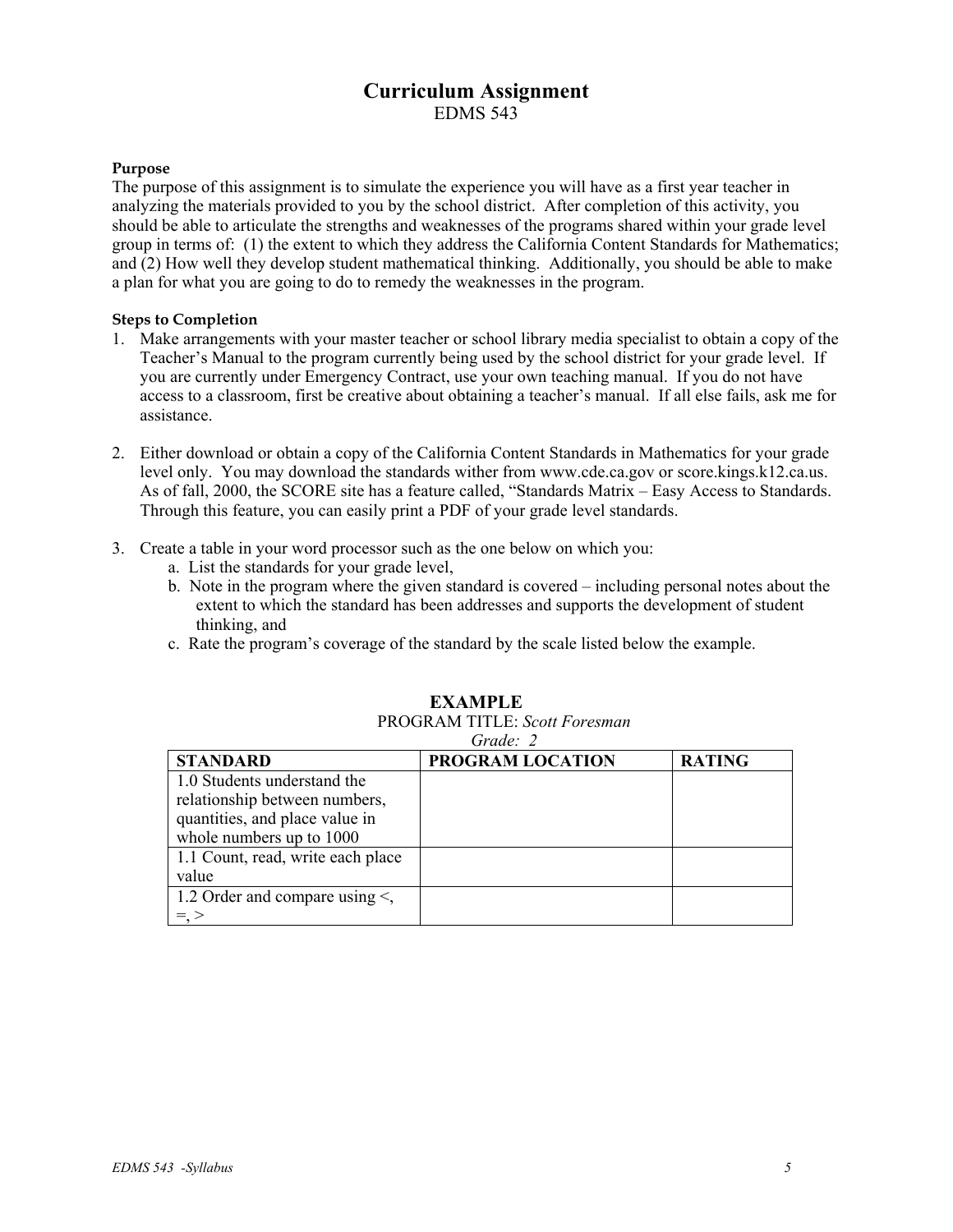# Curriculum Assignment

EDMS 543

**Purpose**

The purpose of this assignment is to simulate the experience you will have as a first year teacher in analyzing the materials provided to you by the school district. After completion of this activity, you should be able to articulate the strengths and weaknesses of the programs shared within your grade level group in terms of: (1) the extent to which they address the California Content Standards for Mathematics; and (2) How well they develop student mathematical thinking. Additionally, you should be able to make a plan for what you are going to do to remedy the weaknesses in the program.

**Steps to Completion**

1. Make arrangements with your master teacher or school library media specialist to obtain a copy of the Teacher's Manual to the program currently being used by the school district for your grade level. If you are currently under Emergency Contract, use your own teaching manual. If you do not have access to a classroom, first be creative about obtaining a teacher's manual. If all else fails, ask me for assistance.

2. Either download or obtain a copy of the California Content Standards in Mathematics for your grade level only. You may download the standards wither from www.cde.ca.gov or score.kings.k12.ca.us. As of fall, 2000, the SCORE site has a feature called, "Standards Matrix – Easy Access to Standards. Through this feature, you can easily print a PDF of your grade level standards.

3. Create a table in your word processor such as the one below on which you:
   a. List the standards for your grade level,
   b. Note in the program where the given standard is covered – including personal notes about the extent to which the standard has been addresses and supports the development of student thinking, and
   c. Rate the program's coverage of the standard by the scale listed below the example.

**EXAMPLE**

PROGRAM TITLE: *Scott Foresman*

*Grade: 2*

| STANDARD | PROGRAM LOCATION | RATING |
|---|---|---|
| 1.0 Students understand the relationship between numbers, quantities, and place value in whole numbers up to 1000 | | |
| 1.1 Count, read, write each place value | | |
| 1.2 Order and compare using <, =, > | | |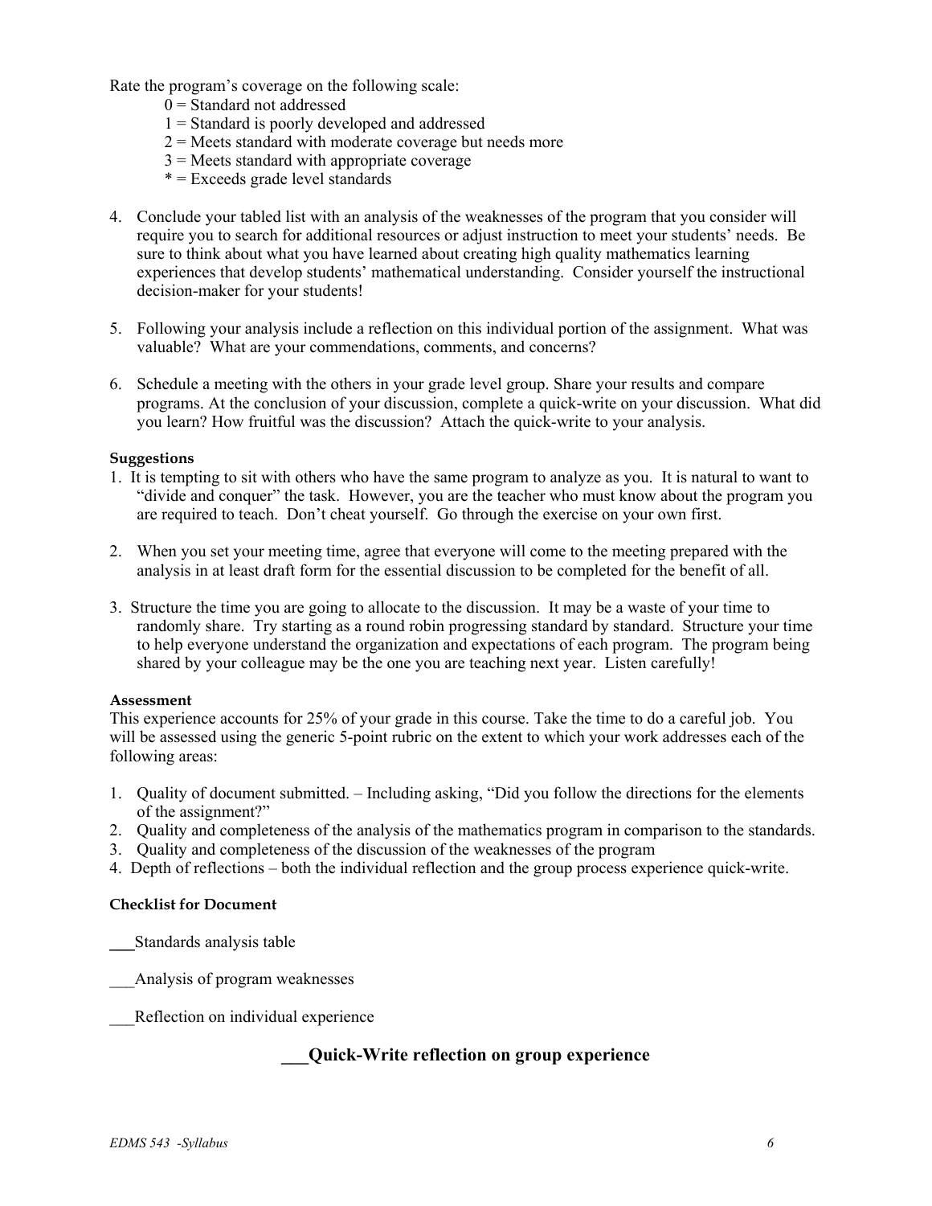Rate the program's coverage on the following scale:

0 = Standard not addressed
1 = Standard is poorly developed and addressed
2 = Meets standard with moderate coverage but needs more
3 = Meets standard with appropriate coverage
* = Exceeds grade level standards

4. Conclude your tabled list with an analysis of the weaknesses of the program that you consider will require you to search for additional resources or adjust instruction to meet your students' needs. Be sure to think about what you have learned about creating high quality mathematics learning experiences that develop students' mathematical understanding. Consider yourself the instructional decision-maker for your students!

5. Following your analysis include a reflection on this individual portion of the assignment. What was valuable? What are your commendations, comments, and concerns?

6. Schedule a meeting with the others in your grade level group. Share your results and compare programs. At the conclusion of your discussion, complete a quick-write on your discussion. What did you learn? How fruitful was the discussion? Attach the quick-write to your analysis.

**Suggestions**

1. It is tempting to sit with others who have the same program to analyze as you. It is natural to want to "divide and conquer" the task. However, you are the teacher who must know about the program you are required to teach. Don't cheat yourself. Go through the exercise on your own first.

2. When you set your meeting time, agree that everyone will come to the meeting prepared with the analysis in at least draft form for the essential discussion to be completed for the benefit of all.

3. Structure the time you are going to allocate to the discussion. It may be a waste of your time to randomly share. Try starting as a round robin progressing standard by standard. Structure your time to help everyone understand the organization and expectations of each program. The program being shared by your colleague may be the one you are teaching next year. Listen carefully!

**Assessment**

This experience accounts for 25% of your grade in this course. Take the time to do a careful job. You will be assessed using the generic 5-point rubric on the extent to which your work addresses each of the following areas:

1. Quality of document submitted. – Including asking, "Did you follow the directions for the elements of the assignment?"
2. Quality and completeness of the analysis of the mathematics program in comparison to the standards.
3. Quality and completeness of the discussion of the weaknesses of the program
4. Depth of reflections – both the individual reflection and the group process experience quick-write.

**Checklist for Document**

___Standards analysis table

___Analysis of program weaknesses

___Reflection on individual experience

**___Quick-Write reflection on group experience**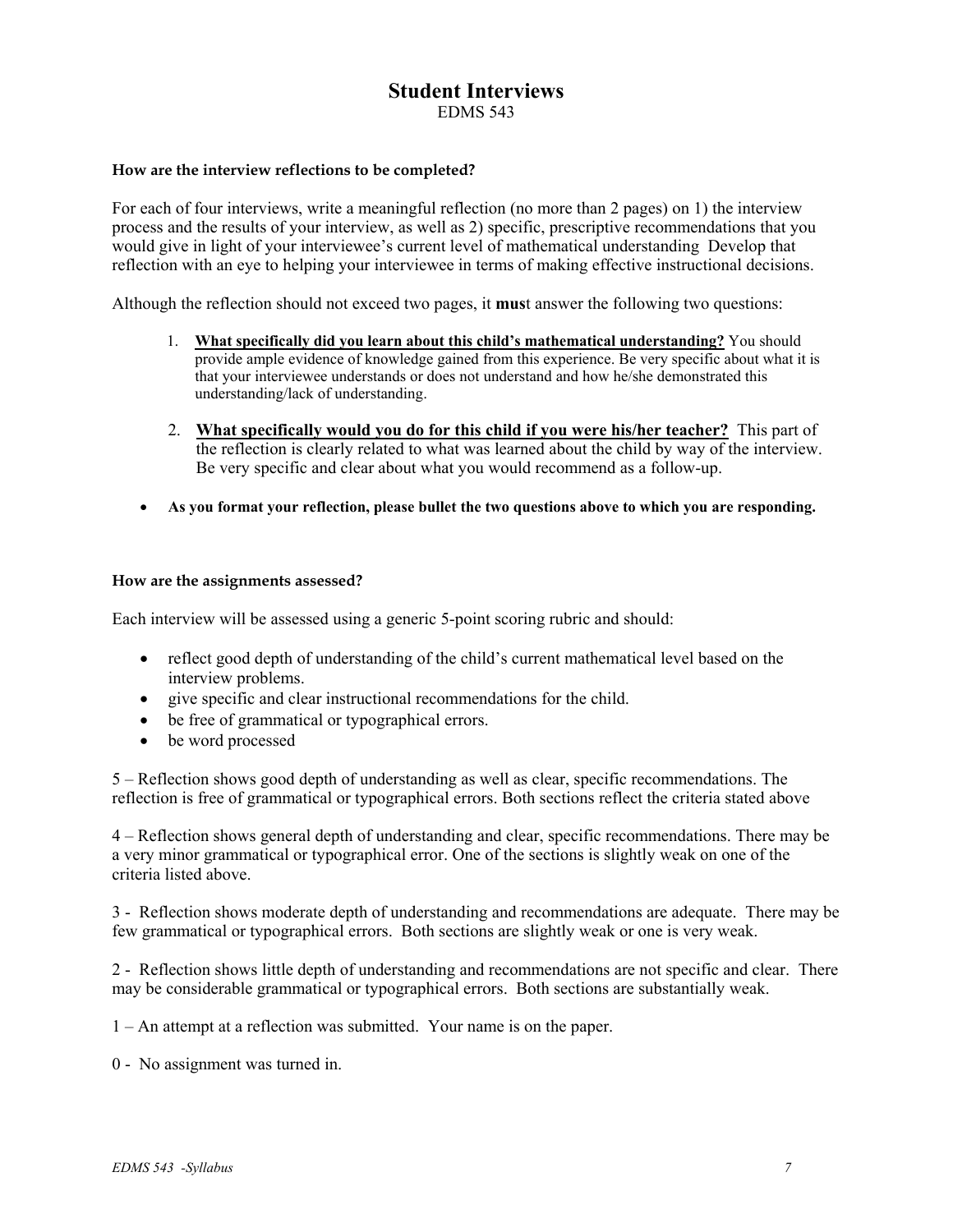# Student Interviews

EDMS 543

**How are the interview reflections to be completed?**

For each of four interviews, write a meaningful reflection (no more than 2 pages) on 1) the interview process and the results of your interview, as well as 2) specific, prescriptive recommendations that you would give in light of your interviewee's current level of mathematical understanding Develop that reflection with an eye to helping your interviewee in terms of making effective instructional decisions.

Although the reflection should not exceed two pages, it **mus**t answer the following two questions:

1. **What specifically did you learn about this child's mathematical understanding?** You should provide ample evidence of knowledge gained from this experience. Be very specific about what it is that your interviewee understands or does not understand and how he/she demonstrated this understanding/lack of understanding.
2. **What specifically would you do for this child if you were his/her teacher?** This part of the reflection is clearly related to what was learned about the child by way of the interview. Be very specific and clear about what you would recommend as a follow-up.

- **As you format your reflection, please bullet the two questions above to which you are responding.**

**How are the assignments assessed?**

Each interview will be assessed using a generic 5-point scoring rubric and should:

- reflect good depth of understanding of the child's current mathematical level based on the interview problems.
- give specific and clear instructional recommendations for the child.
- be free of grammatical or typographical errors.
- be word processed

5 – Reflection shows good depth of understanding as well as clear, specific recommendations. The reflection is free of grammatical or typographical errors. Both sections reflect the criteria stated above

4 – Reflection shows general depth of understanding and clear, specific recommendations. There may be a very minor grammatical or typographical error. One of the sections is slightly weak on one of the criteria listed above.

3 - Reflection shows moderate depth of understanding and recommendations are adequate. There may be few grammatical or typographical errors. Both sections are slightly weak or one is very weak.

2 - Reflection shows little depth of understanding and recommendations are not specific and clear. There may be considerable grammatical or typographical errors. Both sections are substantially weak.

1 – An attempt at a reflection was submitted. Your name is on the paper.

0 - No assignment was turned in.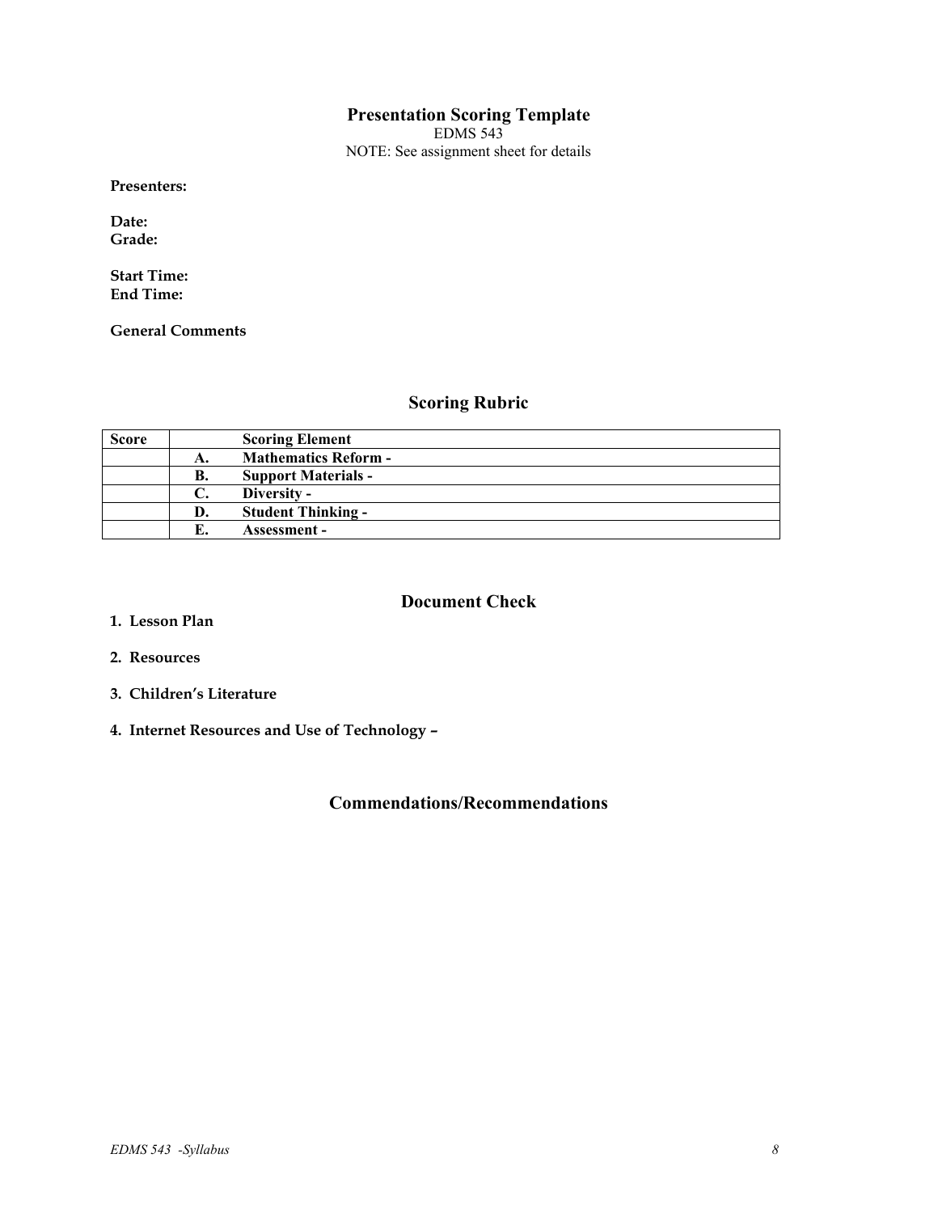## Presentation Scoring Template

EDMS 543

NOTE: See assignment sheet for details

**Presenters:**

**Date:**
**Grade:**

**Start Time:**
**End Time:**

**General Comments**

## Scoring Rubric

| Score | | Scoring Element |
|---|---|---|
| | **A.** | **Mathematics Reform -** |
| | **B.** | **Support Materials -** |
| | **C.** | **Diversity -** |
| | **D.** | **Student Thinking -** |
| | **E.** | **Assessment -** |

## Document Check

1. **Lesson Plan**
2. **Resources**
3. **Children's Literature**
4. **Internet Resources and Use of Technology –**

## Commendations/Recommendations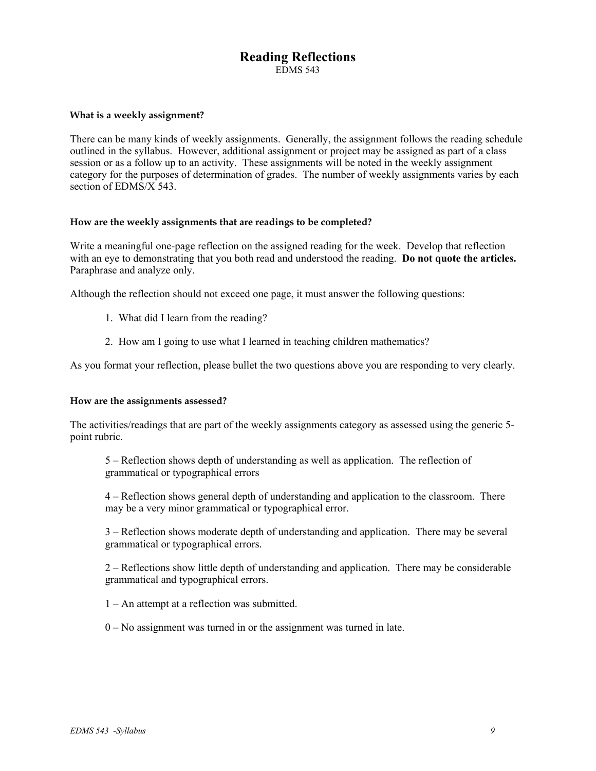# Reading Reflections

EDMS 543

### What is a weekly assignment?

There can be many kinds of weekly assignments. Generally, the assignment follows the reading schedule outlined in the syllabus. However, additional assignment or project may be assigned as part of a class session or as a follow up to an activity. These assignments will be noted in the weekly assignment category for the purposes of determination of grades. The number of weekly assignments varies by each section of EDMS/X 543.

### How are the weekly assignments that are readings to be completed?

Write a meaningful one-page reflection on the assigned reading for the week. Develop that reflection with an eye to demonstrating that you both read and understood the reading. **Do not quote the articles.** Paraphrase and analyze only.

Although the reflection should not exceed one page, it must answer the following questions:

1. What did I learn from the reading?
2. How am I going to use what I learned in teaching children mathematics?

As you format your reflection, please bullet the two questions above you are responding to very clearly.

### How are the assignments assessed?

The activities/readings that are part of the weekly assignments category as assessed using the generic 5-point rubric.

5 – Reflection shows depth of understanding as well as application. The reflection of grammatical or typographical errors

4 – Reflection shows general depth of understanding and application to the classroom. There may be a very minor grammatical or typographical error.

3 – Reflection shows moderate depth of understanding and application. There may be several grammatical or typographical errors.

2 – Reflections show little depth of understanding and application. There may be considerable grammatical and typographical errors.

1 – An attempt at a reflection was submitted.

0 – No assignment was turned in or the assignment was turned in late.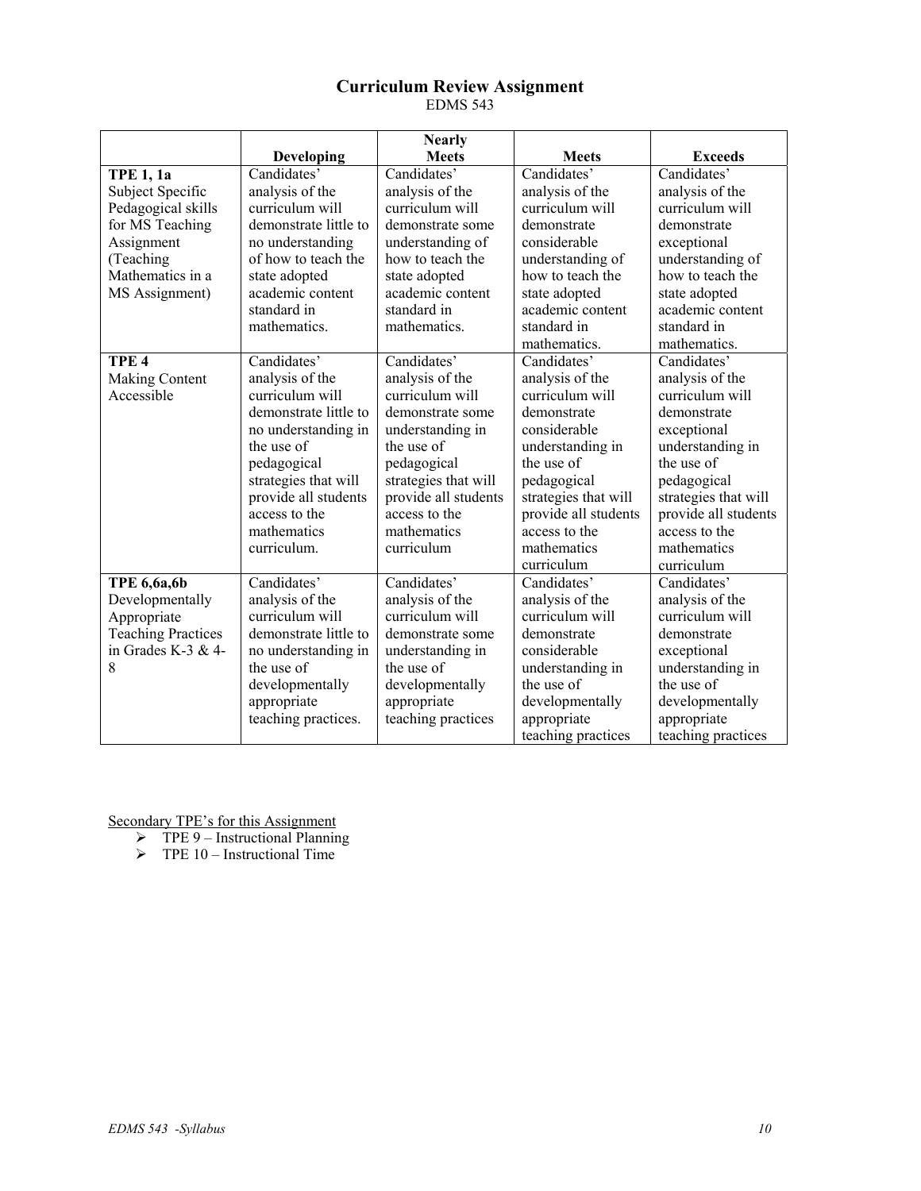## Curriculum Review Assignment

EDMS 543

| | Developing | Nearly Meets | Meets | Exceeds |
|---|---|---|---|---|
| **TPE 1, 1a** Subject Specific Pedagogical skills for MS Teaching Assignment (Teaching Mathematics in a MS Assignment) | Candidates' analysis of the curriculum will demonstrate little to no understanding of how to teach the state adopted academic content standard in mathematics. | Candidates' analysis of the curriculum will demonstrate some understanding of how to teach the state adopted academic content standard in mathematics. | Candidates' analysis of the curriculum will demonstrate considerable understanding of how to teach the state adopted academic content standard in mathematics. | Candidates' analysis of the curriculum will demonstrate exceptional understanding of how to teach the state adopted academic content standard in mathematics. |
| **TPE 4** Making Content Accessible | Candidates' analysis of the curriculum will demonstrate little to no understanding in the use of pedagogical strategies that will provide all students access to the mathematics curriculum. | Candidates' analysis of the curriculum will demonstrate some understanding in the use of pedagogical strategies that will provide all students access to the mathematics curriculum | Candidates' analysis of the curriculum will demonstrate considerable understanding in the use of pedagogical strategies that will provide all students access to the mathematics curriculum | Candidates' analysis of the curriculum will demonstrate exceptional understanding in the use of pedagogical strategies that will provide all students access to the mathematics curriculum |
| **TPE 6,6a,6b** Developmentally Appropriate Teaching Practices in Grades K-3 & 4-8 | Candidates' analysis of the curriculum will demonstrate little to no understanding in the use of developmentally appropriate teaching practices. | Candidates' analysis of the curriculum will demonstrate some understanding in the use of developmentally appropriate teaching practices | Candidates' analysis of the curriculum will demonstrate considerable understanding in the use of developmentally appropriate teaching practices | Candidates' analysis of the curriculum will demonstrate exceptional understanding in the use of developmentally appropriate teaching practices |

<u>Secondary TPE's for this Assignment</u>

- TPE 9 – Instructional Planning
- TPE 10 – Instructional Time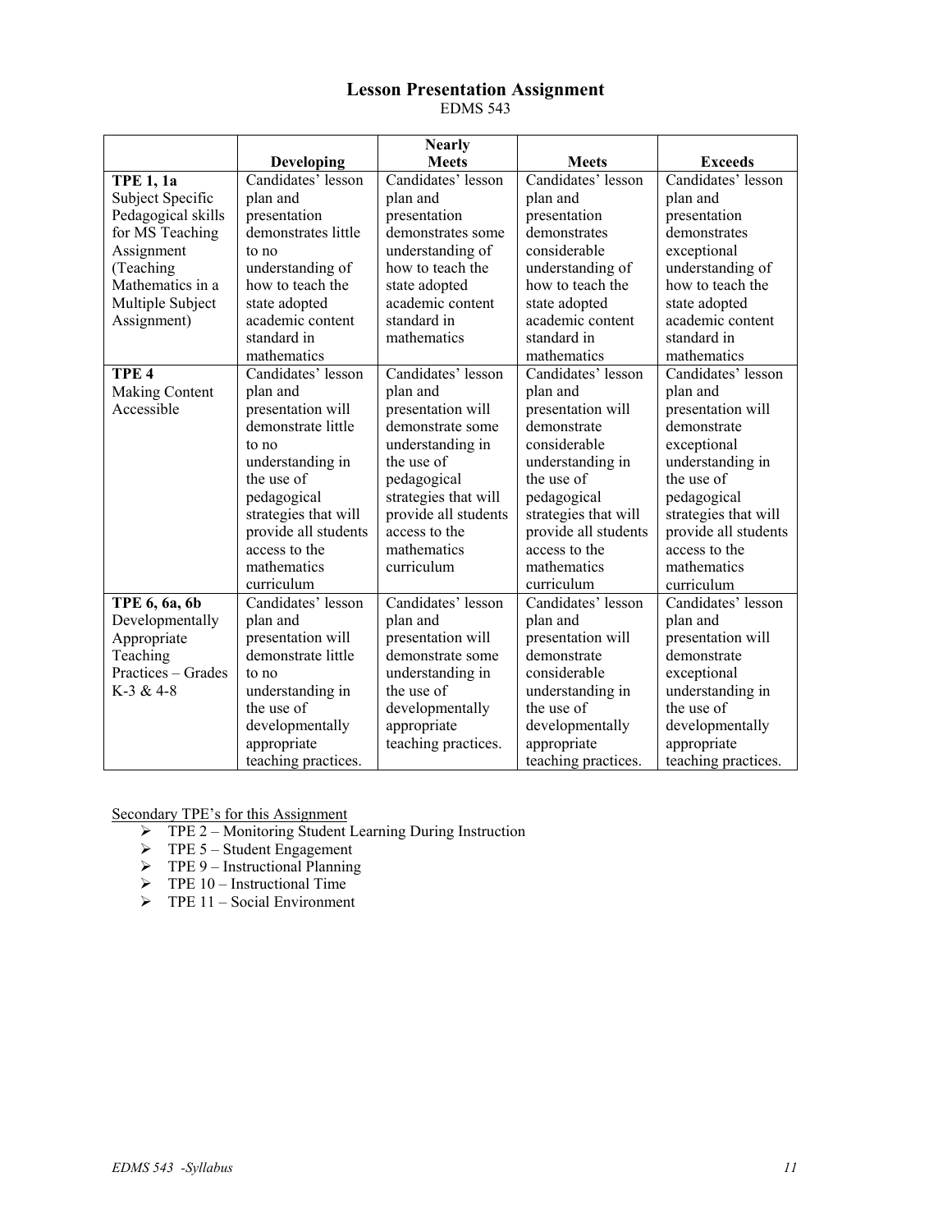# Lesson Presentation Assignment

EDMS 543

| | Developing | Nearly Meets | Meets | Exceeds |
|---|---|---|---|---|
| **TPE 1, 1a** Subject Specific Pedagogical skills for MS Teaching Assignment (Teaching Mathematics in a Multiple Subject Assignment) | Candidates' lesson plan and presentation demonstrates little to no understanding of how to teach the state adopted academic content standard in mathematics | Candidates' lesson plan and presentation demonstrates some understanding of how to teach the state adopted academic content standard in mathematics | Candidates' lesson plan and presentation demonstrates considerable understanding of how to teach the state adopted academic content standard in mathematics | Candidates' lesson plan and presentation demonstrates exceptional understanding of how to teach the state adopted academic content standard in mathematics |
| **TPE 4** Making Content Accessible | Candidates' lesson plan and presentation will demonstrate little to no understanding in the use of pedagogical strategies that will provide all students access to the mathematics curriculum | Candidates' lesson plan and presentation will demonstrate some understanding in the use of pedagogical strategies that will provide all students access to the mathematics curriculum | Candidates' lesson plan and presentation will demonstrate considerable understanding in the use of pedagogical strategies that will provide all students access to the mathematics curriculum | Candidates' lesson plan and presentation will demonstrate exceptional understanding in the use of pedagogical strategies that will provide all students access to the mathematics curriculum |
| **TPE 6, 6a, 6b** Developmentally Appropriate Teaching Practices – Grades K-3 & 4-8 | Candidates' lesson plan and presentation will demonstrate little to no understanding in the use of developmentally appropriate teaching practices. | Candidates' lesson plan and presentation will demonstrate some understanding in the use of developmentally appropriate teaching practices. | Candidates' lesson plan and presentation will demonstrate considerable understanding in the use of developmentally appropriate teaching practices. | Candidates' lesson plan and presentation will demonstrate exceptional understanding in the use of developmentally appropriate teaching practices. |

Secondary TPE's for this Assignment

- TPE 2 – Monitoring Student Learning During Instruction
- TPE 5 – Student Engagement
- TPE 9 – Instructional Planning
- TPE 10 – Instructional Time
- TPE 11 – Social Environment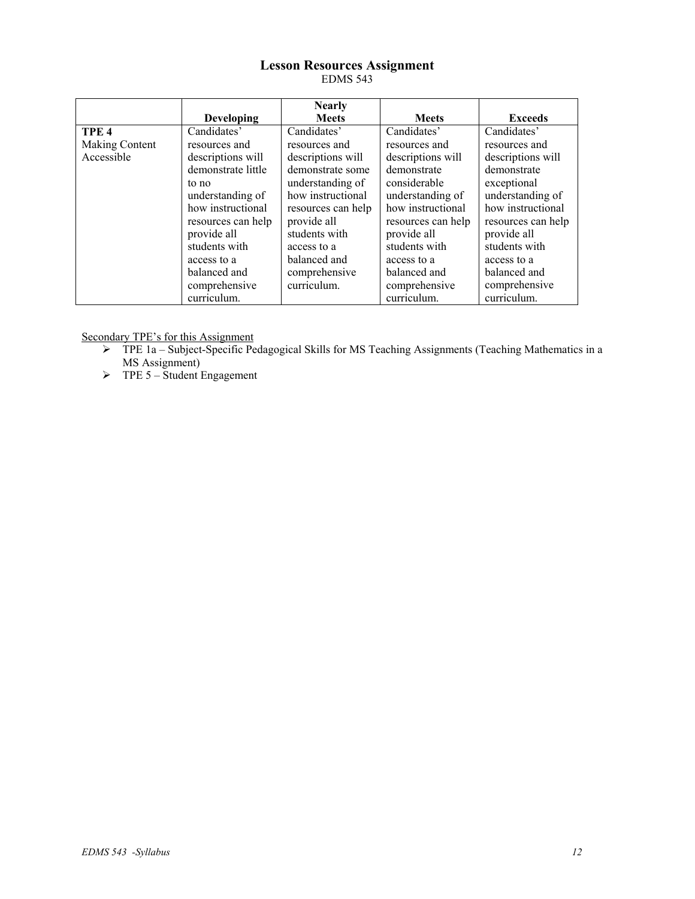## Lesson Resources Assignment

EDMS 543

| | Developing | Nearly Meets | Meets | Exceeds |
|---|---|---|---|---|
| **TPE 4** Making Content Accessible | Candidates' resources and descriptions will demonstrate little to no understanding of how instructional resources can help provide all students with access to a balanced and comprehensive curriculum. | Candidates' resources and descriptions will demonstrate some understanding of how instructional resources can help provide all students with access to a balanced and comprehensive curriculum. | Candidates' resources and descriptions will demonstrate considerable understanding of how instructional resources can help provide all students with access to a balanced and comprehensive curriculum. | Candidates' resources and descriptions will demonstrate exceptional understanding of how instructional resources can help provide all students with access to a balanced and comprehensive curriculum. |

Secondary TPE's for this Assignment

- TPE 1a – Subject-Specific Pedagogical Skills for MS Teaching Assignments (Teaching Mathematics in a MS Assignment)
- TPE 5 – Student Engagement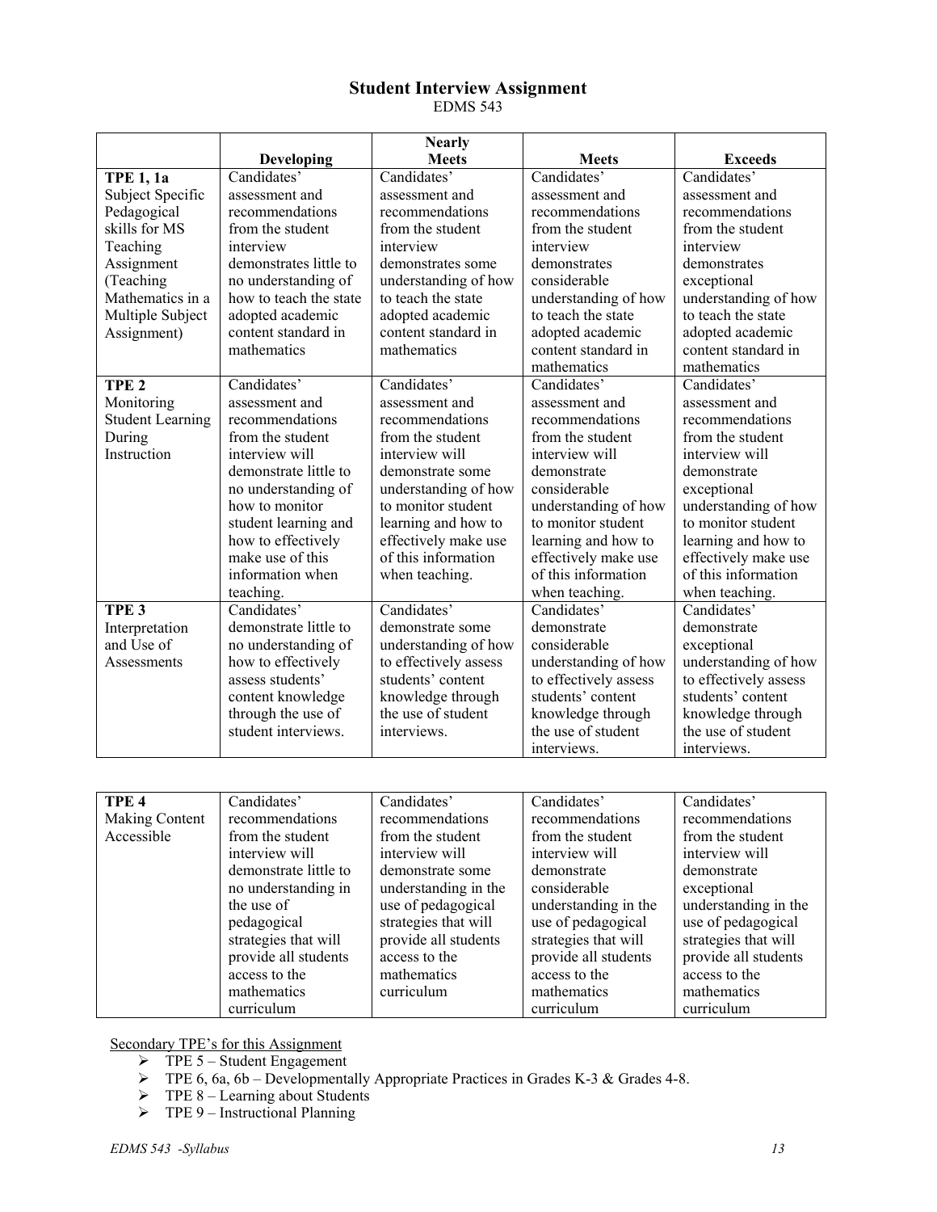## Student Interview Assignment

EDMS 543

| | Developing | Nearly Meets | Meets | Exceeds |
|---|---|---|---|---|
| **TPE 1, 1a** Subject Specific Pedagogical skills for MS Teaching Assignment (Teaching Mathematics in a Multiple Subject Assignment) | Candidates' assessment and recommendations from the student interview demonstrates little to no understanding of how to teach the state adopted academic content standard in mathematics | Candidates' assessment and recommendations from the student interview demonstrates some understanding of how to teach the state adopted academic content standard in mathematics | Candidates' assessment and recommendations from the student interview demonstrates considerable understanding of how to teach the state adopted academic content standard in mathematics | Candidates' assessment and recommendations from the student interview demonstrates exceptional understanding of how to teach the state adopted academic content standard in mathematics |
| **TPE 2** Monitoring Student Learning During Instruction | Candidates' assessment and recommendations from the student interview will demonstrate little to no understanding of how to monitor student learning and how to effectively make use of this information when teaching. | Candidates' assessment and recommendations from the student interview will demonstrate some understanding of how to monitor student learning and how to effectively make use of this information when teaching. | Candidates' assessment and recommendations from the student interview will demonstrate considerable understanding of how to monitor student learning and how to effectively make use of this information when teaching. | Candidates' assessment and recommendations from the student interview will demonstrate exceptional understanding of how to monitor student learning and how to effectively make use of this information when teaching. |
| **TPE 3** Interpretation and Use of Assessments | Candidates' demonstrate little to no understanding of how to effectively assess students' content knowledge through the use of student interviews. | Candidates' demonstrate some understanding of how to effectively assess students' content knowledge through the use of student interviews. | Candidates' demonstrate considerable understanding of how to effectively assess students' content knowledge through the use of student interviews. | Candidates' demonstrate exceptional understanding of how to effectively assess students' content knowledge through the use of student interviews. |
| **TPE 4** Making Content Accessible | Candidates' recommendations from the student interview will demonstrate little to no understanding in the use of pedagogical strategies that will provide all students access to the mathematics curriculum | Candidates' recommendations from the student interview will demonstrate some understanding in the use of pedagogical strategies that will provide all students access to the mathematics curriculum | Candidates' recommendations from the student interview will demonstrate considerable understanding in the use of pedagogical strategies that will provide all students access to the mathematics curriculum | Candidates' recommendations from the student interview will demonstrate exceptional understanding in the use of pedagogical strategies that will provide all students access to the mathematics curriculum |

<u>Secondary TPE's for this Assignment</u>

- TPE 5 – Student Engagement
- TPE 6, 6a, 6b – Developmentally Appropriate Practices in Grades K-3 & Grades 4-8.
- TPE 8 – Learning about Students
- TPE 9 – Instructional Planning